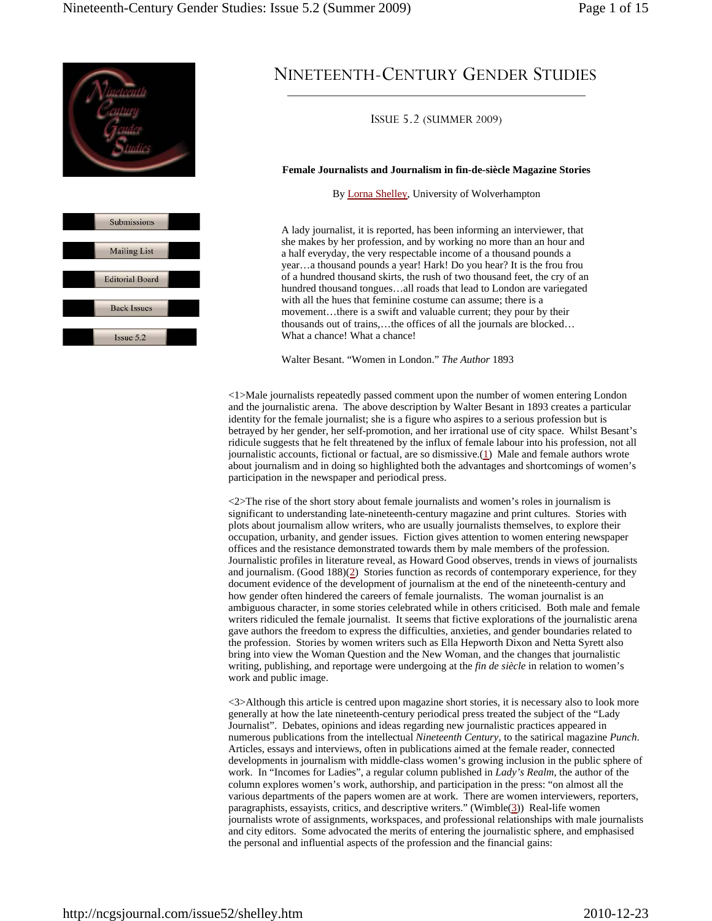# Nineteenth-Century Gender Studies

Issue 5.2 (Summer 2009)

**Female Journalists and Journalism in fin-de-siècle Magazine Stories**

By Lorna Shelley, University of Wolverhampton

> A lady journalist, it is reported, has been informing an interviewer, that she makes by her profession, and by working no more than an hour and a half everyday, the very respectable income of a thousand pounds a year…a thousand pounds a year! Hark! Do you hear? It is the frou frou of a hundred thousand skirts, the rush of two thousand feet, the cry of an hundred thousand tongues…all roads that lead to London are variegated with all the hues that feminine costume can assume; there is a movement…there is a swift and valuable current; they pour by their thousands out of trains,…the offices of all the journals are blocked… What a chance! What a chance!
>
> Walter Besant. "Women in London." *The Author* 1893

<1>Male journalists repeatedly passed comment upon the number of women entering London and the journalistic arena. The above description by Walter Besant in 1893 creates a particular identity for the female journalist; she is a figure who aspires to a serious profession but is betrayed by her gender, her self-promotion, and her irrational use of city space. Whilst Besant's ridicule suggests that he felt threatened by the influx of female labour into his profession, not all journalistic accounts, fictional or factual, are so dismissive.(1) Male and female authors wrote about journalism and in doing so highlighted both the advantages and shortcomings of women's participation in the newspaper and periodical press.

<2>The rise of the short story about female journalists and women's roles in journalism is significant to understanding late-nineteenth-century magazine and print cultures. Stories with plots about journalism allow writers, who are usually journalists themselves, to explore their occupation, urbanity, and gender issues. Fiction gives attention to women entering newspaper offices and the resistance demonstrated towards them by male members of the profession. Journalistic profiles in literature reveal, as Howard Good observes, trends in views of journalists and journalism. (Good 188)(2) Stories function as records of contemporary experience, for they document evidence of the development of journalism at the end of the nineteenth-century and how gender often hindered the careers of female journalists. The woman journalist is an ambiguous character, in some stories celebrated while in others criticised. Both male and female writers ridiculed the female journalist. It seems that fictive explorations of the journalistic arena gave authors the freedom to express the difficulties, anxieties, and gender boundaries related to the profession. Stories by women writers such as Ella Hepworth Dixon and Netta Syrett also bring into view the Woman Question and the New Woman, and the changes that journalistic writing, publishing, and reportage were undergoing at the *fin de siècle* in relation to women's work and public image.

<3>Although this article is centred upon magazine short stories, it is necessary also to look more generally at how the late nineteenth-century periodical press treated the subject of the "Lady Journalist". Debates, opinions and ideas regarding new journalistic practices appeared in numerous publications from the intellectual *Nineteenth Century*, to the satirical magazine *Punch*. Articles, essays and interviews, often in publications aimed at the female reader, connected developments in journalism with middle-class women's growing inclusion in the public sphere of work. In "Incomes for Ladies", a regular column published in *Lady's Realm*, the author of the column explores women's work, authorship, and participation in the press: "on almost all the various departments of the papers women are at work. There are women interviewers, reporters, paragraphists, essayists, critics, and descriptive writers." (Wimble(3)) Real-life women journalists wrote of assignments, workspaces, and professional relationships with male journalists and city editors. Some advocated the merits of entering the journalistic sphere, and emphasised the personal and influential aspects of the profession and the financial gains: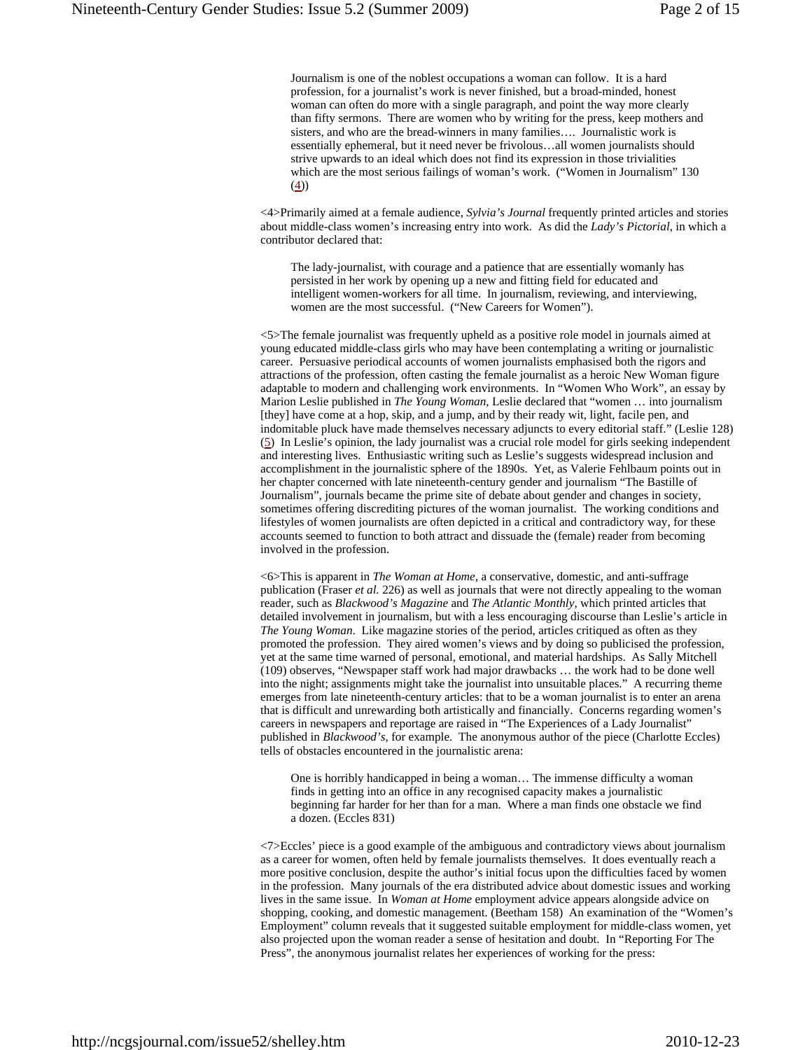> Journalism is one of the noblest occupations a woman can follow. It is a hard profession, for a journalist's work is never finished, but a broad-minded, honest woman can often do more with a single paragraph, and point the way more clearly than fifty sermons. There are women who by writing for the press, keep mothers and sisters, and who are the bread-winners in many families…. Journalistic work is essentially ephemeral, but it need never be frivolous…all women journalists should strive upwards to an ideal which does not find its expression in those trivialities which are the most serious failings of woman's work. ("Women in Journalism" 130 (4))

<4>Primarily aimed at a female audience, *Sylvia's Journal* frequently printed articles and stories about middle-class women's increasing entry into work. As did the *Lady's Pictorial*, in which a contributor declared that:

> The lady-journalist, with courage and a patience that are essentially womanly has persisted in her work by opening up a new and fitting field for educated and intelligent women-workers for all time. In journalism, reviewing, and interviewing, women are the most successful. ("New Careers for Women").

<5>The female journalist was frequently upheld as a positive role model in journals aimed at young educated middle-class girls who may have been contemplating a writing or journalistic career. Persuasive periodical accounts of women journalists emphasised both the rigors and attractions of the profession, often casting the female journalist as a heroic New Woman figure adaptable to modern and challenging work environments. In "Women Who Work", an essay by Marion Leslie published in *The Young Woman*, Leslie declared that "women … into journalism [they] have come at a hop, skip, and a jump, and by their ready wit, light, facile pen, and indomitable pluck have made themselves necessary adjuncts to every editorial staff." (Leslie 128) (5) In Leslie's opinion, the lady journalist was a crucial role model for girls seeking independent and interesting lives. Enthusiastic writing such as Leslie's suggests widespread inclusion and accomplishment in the journalistic sphere of the 1890s. Yet, as Valerie Fehlbaum points out in her chapter concerned with late nineteenth-century gender and journalism "The Bastille of Journalism", journals became the prime site of debate about gender and changes in society, sometimes offering discrediting pictures of the woman journalist. The working conditions and lifestyles of women journalists are often depicted in a critical and contradictory way, for these accounts seemed to function to both attract and dissuade the (female) reader from becoming involved in the profession.

<6>This is apparent in *The Woman at Home*, a conservative, domestic, and anti-suffrage publication (Fraser *et al.* 226) as well as journals that were not directly appealing to the woman reader, such as *Blackwood's Magazine* and *The Atlantic Monthly*, which printed articles that detailed involvement in journalism, but with a less encouraging discourse than Leslie's article in *The Young Woman*. Like magazine stories of the period, articles critiqued as often as they promoted the profession. They aired women's views and by doing so publicised the profession, yet at the same time warned of personal, emotional, and material hardships. As Sally Mitchell (109) observes, "Newspaper staff work had major drawbacks … the work had to be done well into the night; assignments might take the journalist into unsuitable places." A recurring theme emerges from late nineteenth-century articles: that to be a woman journalist is to enter an arena that is difficult and unrewarding both artistically and financially. Concerns regarding women's careers in newspapers and reportage are raised in "The Experiences of a Lady Journalist" published in *Blackwood's*, for example. The anonymous author of the piece (Charlotte Eccles) tells of obstacles encountered in the journalistic arena:

> One is horribly handicapped in being a woman… The immense difficulty a woman finds in getting into an office in any recognised capacity makes a journalistic beginning far harder for her than for a man. Where a man finds one obstacle we find a dozen. (Eccles 831)

<7>Eccles' piece is a good example of the ambiguous and contradictory views about journalism as a career for women, often held by female journalists themselves. It does eventually reach a more positive conclusion, despite the author's initial focus upon the difficulties faced by women in the profession. Many journals of the era distributed advice about domestic issues and working lives in the same issue. In *Woman at Home* employment advice appears alongside advice on shopping, cooking, and domestic management. (Beetham 158) An examination of the "Women's Employment" column reveals that it suggested suitable employment for middle-class women, yet also projected upon the woman reader a sense of hesitation and doubt. In "Reporting For The Press", the anonymous journalist relates her experiences of working for the press: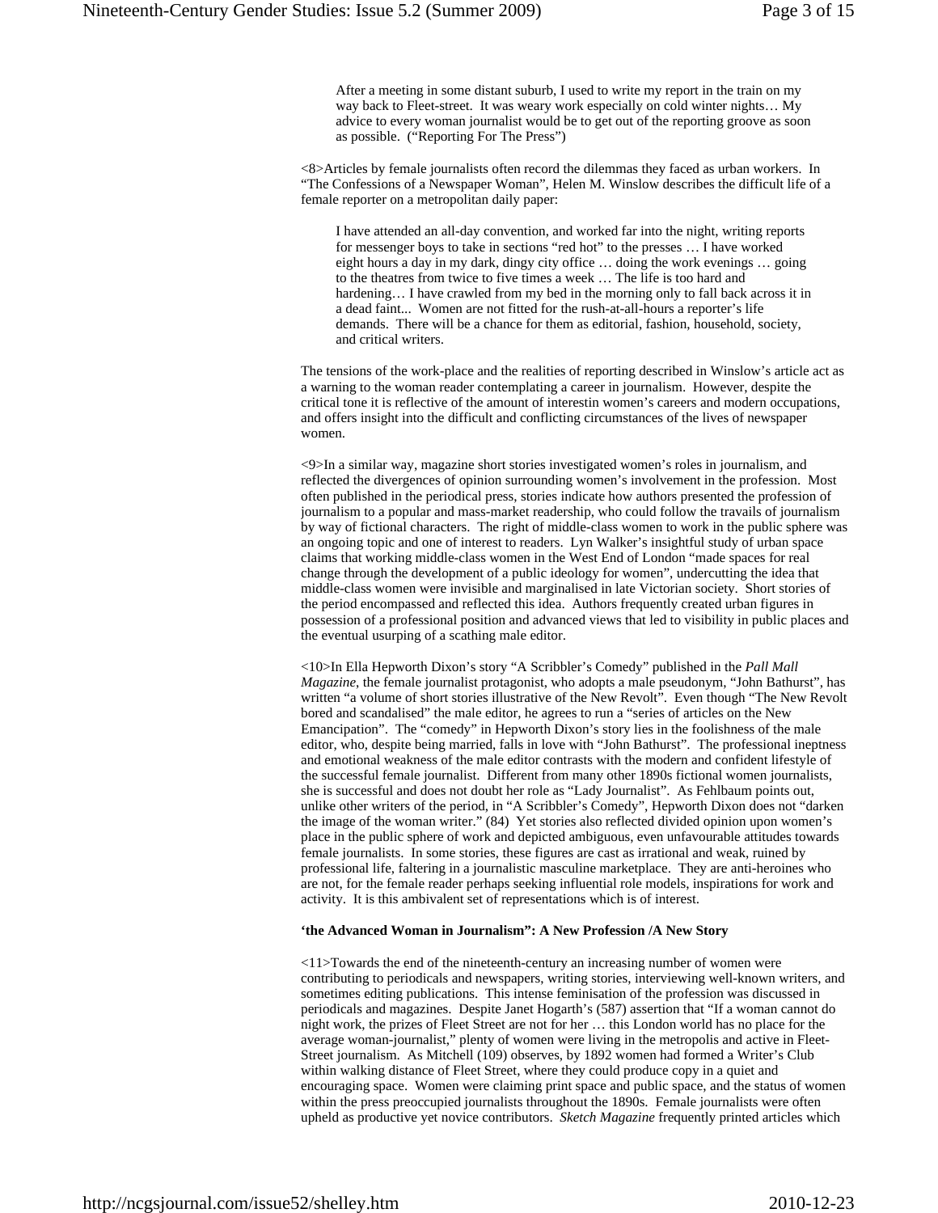> After a meeting in some distant suburb, I used to write my report in the train on my way back to Fleet-street. It was weary work especially on cold winter nights… My advice to every woman journalist would be to get out of the reporting groove as soon as possible. ("Reporting For The Press")

<8>Articles by female journalists often record the dilemmas they faced as urban workers. In "The Confessions of a Newspaper Woman", Helen M. Winslow describes the difficult life of a female reporter on a metropolitan daily paper:

> I have attended an all-day convention, and worked far into the night, writing reports for messenger boys to take in sections "red hot" to the presses … I have worked eight hours a day in my dark, dingy city office … doing the work evenings … going to the theatres from twice to five times a week … The life is too hard and hardening… I have crawled from my bed in the morning only to fall back across it in a dead faint... Women are not fitted for the rush-at-all-hours a reporter's life demands. There will be a chance for them as editorial, fashion, household, society, and critical writers.

The tensions of the work-place and the realities of reporting described in Winslow's article act as a warning to the woman reader contemplating a career in journalism. However, despite the critical tone it is reflective of the amount of interestin women's careers and modern occupations, and offers insight into the difficult and conflicting circumstances of the lives of newspaper women.

<9>In a similar way, magazine short stories investigated women's roles in journalism, and reflected the divergences of opinion surrounding women's involvement in the profession. Most often published in the periodical press, stories indicate how authors presented the profession of journalism to a popular and mass-market readership, who could follow the travails of journalism by way of fictional characters. The right of middle-class women to work in the public sphere was an ongoing topic and one of interest to readers. Lyn Walker's insightful study of urban space claims that working middle-class women in the West End of London "made spaces for real change through the development of a public ideology for women", undercutting the idea that middle-class women were invisible and marginalised in late Victorian society. Short stories of the period encompassed and reflected this idea. Authors frequently created urban figures in possession of a professional position and advanced views that led to visibility in public places and the eventual usurping of a scathing male editor.

<10>In Ella Hepworth Dixon's story "A Scribbler's Comedy" published in the *Pall Mall Magazine*, the female journalist protagonist, who adopts a male pseudonym, "John Bathurst", has written "a volume of short stories illustrative of the New Revolt". Even though "The New Revolt bored and scandalised" the male editor, he agrees to run a "series of articles on the New Emancipation". The "comedy" in Hepworth Dixon's story lies in the foolishness of the male editor, who, despite being married, falls in love with "John Bathurst". The professional ineptness and emotional weakness of the male editor contrasts with the modern and confident lifestyle of the successful female journalist. Different from many other 1890s fictional women journalists, she is successful and does not doubt her role as "Lady Journalist". As Fehlbaum points out, unlike other writers of the period, in "A Scribbler's Comedy", Hepworth Dixon does not "darken the image of the woman writer." (84) Yet stories also reflected divided opinion upon women's place in the public sphere of work and depicted ambiguous, even unfavourable attitudes towards female journalists. In some stories, these figures are cast as irrational and weak, ruined by professional life, faltering in a journalistic masculine marketplace. They are anti-heroines who are not, for the female reader perhaps seeking influential role models, inspirations for work and activity. It is this ambivalent set of representations which is of interest.

**'the Advanced Woman in Journalism": A New Profession /A New Story**

<11>Towards the end of the nineteenth-century an increasing number of women were contributing to periodicals and newspapers, writing stories, interviewing well-known writers, and sometimes editing publications. This intense feminisation of the profession was discussed in periodicals and magazines. Despite Janet Hogarth's (587) assertion that "If a woman cannot do night work, the prizes of Fleet Street are not for her … this London world has no place for the average woman-journalist," plenty of women were living in the metropolis and active in Fleet-Street journalism. As Mitchell (109) observes, by 1892 women had formed a Writer's Club within walking distance of Fleet Street, where they could produce copy in a quiet and encouraging space. Women were claiming print space and public space, and the status of women within the press preoccupied journalists throughout the 1890s. Female journalists were often upheld as productive yet novice contributors. *Sketch Magazine* frequently printed articles which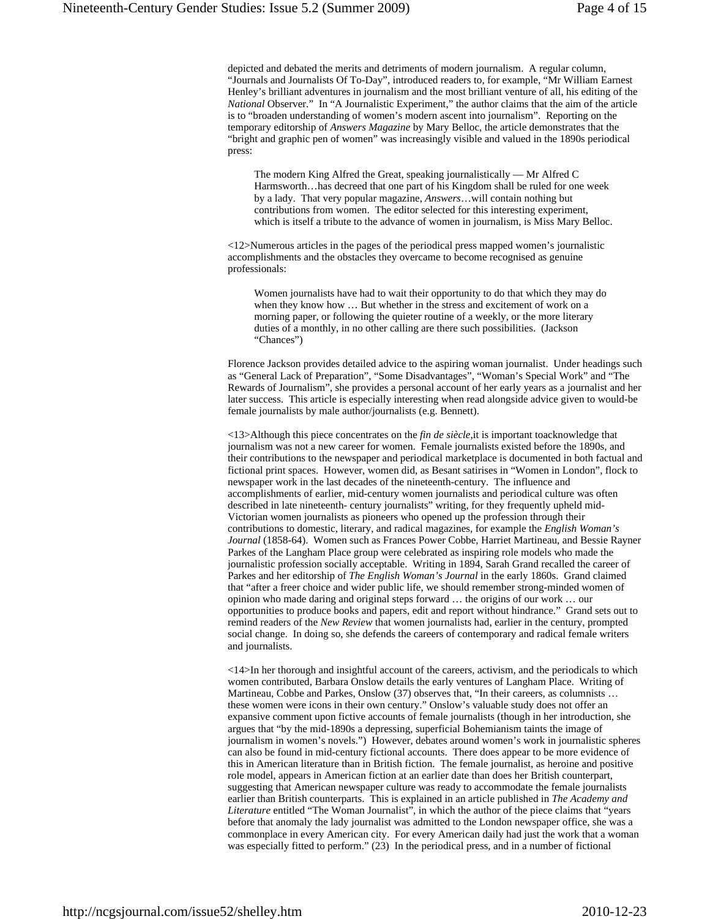depicted and debated the merits and detriments of modern journalism. A regular column, "Journals and Journalists Of To-Day", introduced readers to, for example, "Mr William Earnest Henley's brilliant adventures in journalism and the most brilliant venture of all, his editing of the *National* Observer." In "A Journalistic Experiment," the author claims that the aim of the article is to "broaden understanding of women's modern ascent into journalism". Reporting on the temporary editorship of *Answers Magazine* by Mary Belloc, the article demonstrates that the "bright and graphic pen of women" was increasingly visible and valued in the 1890s periodical press:

> The modern King Alfred the Great, speaking journalistically — Mr Alfred C Harmsworth…has decreed that one part of his Kingdom shall be ruled for one week by a lady. That very popular magazine, *Answers*…will contain nothing but contributions from women. The editor selected for this interesting experiment, which is itself a tribute to the advance of women in journalism, is Miss Mary Belloc.

<12>Numerous articles in the pages of the periodical press mapped women's journalistic accomplishments and the obstacles they overcame to become recognised as genuine professionals:

> Women journalists have had to wait their opportunity to do that which they may do when they know how … But whether in the stress and excitement of work on a morning paper, or following the quieter routine of a weekly, or the more literary duties of a monthly, in no other calling are there such possibilities. (Jackson "Chances")

Florence Jackson provides detailed advice to the aspiring woman journalist. Under headings such as "General Lack of Preparation", "Some Disadvantages", "Woman's Special Work" and "The Rewards of Journalism", she provides a personal account of her early years as a journalist and her later success. This article is especially interesting when read alongside advice given to would-be female journalists by male author/journalists (e.g. Bennett).

<13>Although this piece concentrates on the *fin de siècle*,it is important toacknowledge that journalism was not a new career for women. Female journalists existed before the 1890s, and their contributions to the newspaper and periodical marketplace is documented in both factual and fictional print spaces. However, women did, as Besant satirises in "Women in London", flock to newspaper work in the last decades of the nineteenth-century. The influence and accomplishments of earlier, mid-century women journalists and periodical culture was often described in late nineteenth- century journalists" writing, for they frequently upheld mid-Victorian women journalists as pioneers who opened up the profession through their contributions to domestic, literary, and radical magazines, for example the *English Woman's Journal* (1858-64). Women such as Frances Power Cobbe, Harriet Martineau, and Bessie Rayner Parkes of the Langham Place group were celebrated as inspiring role models who made the journalistic profession socially acceptable. Writing in 1894, Sarah Grand recalled the career of Parkes and her editorship of *The English Woman's Journal* in the early 1860s. Grand claimed that "after a freer choice and wider public life, we should remember strong-minded women of opinion who made daring and original steps forward … the origins of our work … our opportunities to produce books and papers, edit and report without hindrance." Grand sets out to remind readers of the *New Review* that women journalists had, earlier in the century, prompted social change. In doing so, she defends the careers of contemporary and radical female writers and journalists.

<14>In her thorough and insightful account of the careers, activism, and the periodicals to which women contributed, Barbara Onslow details the early ventures of Langham Place. Writing of Martineau, Cobbe and Parkes, Onslow (37) observes that, "In their careers, as columnists … these women were icons in their own century." Onslow's valuable study does not offer an expansive comment upon fictive accounts of female journalists (though in her introduction, she argues that "by the mid-1890s a depressing, superficial Bohemianism taints the image of journalism in women's novels.") However, debates around women's work in journalistic spheres can also be found in mid-century fictional accounts. There does appear to be more evidence of this in American literature than in British fiction. The female journalist, as heroine and positive role model, appears in American fiction at an earlier date than does her British counterpart, suggesting that American newspaper culture was ready to accommodate the female journalists earlier than British counterparts. This is explained in an article published in *The Academy and Literature* entitled "The Woman Journalist", in which the author of the piece claims that "years before that anomaly the lady journalist was admitted to the London newspaper office, she was a commonplace in every American city. For every American daily had just the work that a woman was especially fitted to perform." (23) In the periodical press, and in a number of fictional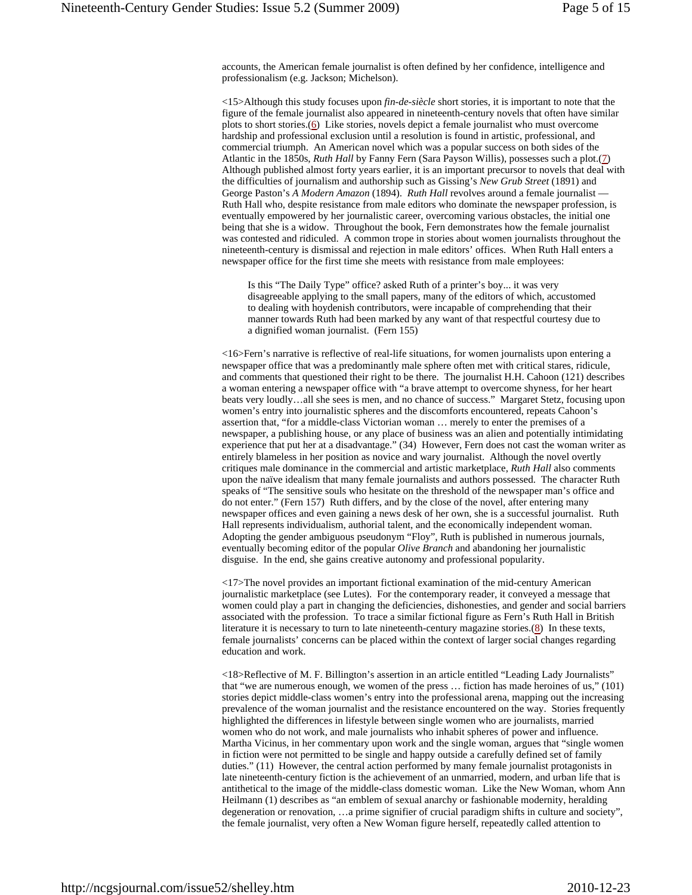accounts, the American female journalist is often defined by her confidence, intelligence and professionalism (e.g. Jackson; Michelson).

<15>Although this study focuses upon *fin-de-siècle* short stories, it is important to note that the figure of the female journalist also appeared in nineteenth-century novels that often have similar plots to short stories.(6) Like stories, novels depict a female journalist who must overcome hardship and professional exclusion until a resolution is found in artistic, professional, and commercial triumph. An American novel which was a popular success on both sides of the Atlantic in the 1850s, *Ruth Hall* by Fanny Fern (Sara Payson Willis), possesses such a plot.(7) Although published almost forty years earlier, it is an important precursor to novels that deal with the difficulties of journalism and authorship such as Gissing's *New Grub Street* (1891) and George Paston's *A Modern Amazon* (1894). *Ruth Hall* revolves around a female journalist — Ruth Hall who, despite resistance from male editors who dominate the newspaper profession, is eventually empowered by her journalistic career, overcoming various obstacles, the initial one being that she is a widow. Throughout the book, Fern demonstrates how the female journalist was contested and ridiculed. A common trope in stories about women journalists throughout the nineteenth-century is dismissal and rejection in male editors' offices. When Ruth Hall enters a newspaper office for the first time she meets with resistance from male employees:

> Is this "The Daily Type" office? asked Ruth of a printer's boy... it was very disagreeable applying to the small papers, many of the editors of which, accustomed to dealing with hoydenish contributors, were incapable of comprehending that their manner towards Ruth had been marked by any want of that respectful courtesy due to a dignified woman journalist. (Fern 155)

<16>Fern's narrative is reflective of real-life situations, for women journalists upon entering a newspaper office that was a predominantly male sphere often met with critical stares, ridicule, and comments that questioned their right to be there. The journalist H.H. Cahoon (121) describes a woman entering a newspaper office with "a brave attempt to overcome shyness, for her heart beats very loudly…all she sees is men, and no chance of success." Margaret Stetz, focusing upon women's entry into journalistic spheres and the discomforts encountered, repeats Cahoon's assertion that, "for a middle-class Victorian woman … merely to enter the premises of a newspaper, a publishing house, or any place of business was an alien and potentially intimidating experience that put her at a disadvantage." (34) However, Fern does not cast the woman writer as entirely blameless in her position as novice and wary journalist. Although the novel overtly critiques male dominance in the commercial and artistic marketplace, *Ruth Hall* also comments upon the naïve idealism that many female journalists and authors possessed. The character Ruth speaks of "The sensitive souls who hesitate on the threshold of the newspaper man's office and do not enter." (Fern 157) Ruth differs, and by the close of the novel, after entering many newspaper offices and even gaining a news desk of her own, she is a successful journalist. Ruth Hall represents individualism, authorial talent, and the economically independent woman. Adopting the gender ambiguous pseudonym "Floy", Ruth is published in numerous journals, eventually becoming editor of the popular *Olive Branch* and abandoning her journalistic disguise. In the end, she gains creative autonomy and professional popularity.

<17>The novel provides an important fictional examination of the mid-century American journalistic marketplace (see Lutes). For the contemporary reader, it conveyed a message that women could play a part in changing the deficiencies, dishonesties, and gender and social barriers associated with the profession. To trace a similar fictional figure as Fern's Ruth Hall in British literature it is necessary to turn to late nineteenth-century magazine stories.(8) In these texts, female journalists' concerns can be placed within the context of larger social changes regarding education and work.

<18>Reflective of M. F. Billington's assertion in an article entitled "Leading Lady Journalists" that "we are numerous enough, we women of the press … fiction has made heroines of us," (101) stories depict middle-class women's entry into the professional arena, mapping out the increasing prevalence of the woman journalist and the resistance encountered on the way. Stories frequently highlighted the differences in lifestyle between single women who are journalists, married women who do not work, and male journalists who inhabit spheres of power and influence. Martha Vicinus, in her commentary upon work and the single woman, argues that "single women in fiction were not permitted to be single and happy outside a carefully defined set of family duties." (11) However, the central action performed by many female journalist protagonists in late nineteenth-century fiction is the achievement of an unmarried, modern, and urban life that is antithetical to the image of the middle-class domestic woman. Like the New Woman, whom Ann Heilmann (1) describes as "an emblem of sexual anarchy or fashionable modernity, heralding degeneration or renovation, …a prime signifier of crucial paradigm shifts in culture and society", the female journalist, very often a New Woman figure herself, repeatedly called attention to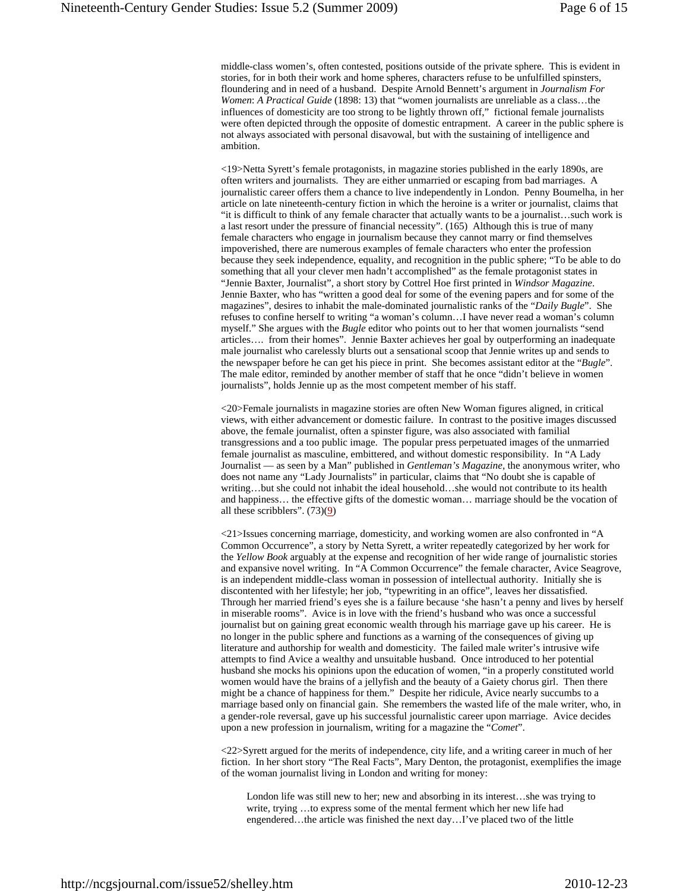middle-class women's, often contested, positions outside of the private sphere. This is evident in stories, for in both their work and home spheres, characters refuse to be unfulfilled spinsters, floundering and in need of a husband. Despite Arnold Bennett's argument in *Journalism For Women*: *A Practical Guide* (1898: 13) that "women journalists are unreliable as a class…the influences of domesticity are too strong to be lightly thrown off," fictional female journalists were often depicted through the opposite of domestic entrapment. A career in the public sphere is not always associated with personal disavowal, but with the sustaining of intelligence and ambition.

<19>Netta Syrett's female protagonists, in magazine stories published in the early 1890s, are often writers and journalists. They are either unmarried or escaping from bad marriages. A journalistic career offers them a chance to live independently in London. Penny Boumelha, in her article on late nineteenth-century fiction in which the heroine is a writer or journalist, claims that "it is difficult to think of any female character that actually wants to be a journalist…such work is a last resort under the pressure of financial necessity". (165) Although this is true of many female characters who engage in journalism because they cannot marry or find themselves impoverished, there are numerous examples of female characters who enter the profession because they seek independence, equality, and recognition in the public sphere; "To be able to do something that all your clever men hadn't accomplished" as the female protagonist states in "Jennie Baxter, Journalist", a short story by Cottrel Hoe first printed in *Windsor Magazine*. Jennie Baxter, who has "written a good deal for some of the evening papers and for some of the magazines", desires to inhabit the male-dominated journalistic ranks of the "*Daily Bugle*". She refuses to confine herself to writing "a woman's column…I have never read a woman's column myself." She argues with the *Bugle* editor who points out to her that women journalists "send articles…. from their homes". Jennie Baxter achieves her goal by outperforming an inadequate male journalist who carelessly blurts out a sensational scoop that Jennie writes up and sends to the newspaper before he can get his piece in print. She becomes assistant editor at the "*Bugle*". The male editor, reminded by another member of staff that he once "didn't believe in women journalists", holds Jennie up as the most competent member of his staff.

<20>Female journalists in magazine stories are often New Woman figures aligned, in critical views, with either advancement or domestic failure. In contrast to the positive images discussed above, the female journalist, often a spinster figure, was also associated with familial transgressions and a too public image. The popular press perpetuated images of the unmarried female journalist as masculine, embittered, and without domestic responsibility. In "A Lady Journalist — as seen by a Man" published in *Gentleman's Magazine*, the anonymous writer, who does not name any "Lady Journalists" in particular, claims that "No doubt she is capable of writing…but she could not inhabit the ideal household…she would not contribute to its health and happiness… the effective gifts of the domestic woman… marriage should be the vocation of all these scribblers". (73)(9)

<21>Issues concerning marriage, domesticity, and working women are also confronted in "A Common Occurrence", a story by Netta Syrett, a writer repeatedly categorized by her work for the *Yellow Book* arguably at the expense and recognition of her wide range of journalistic stories and expansive novel writing. In "A Common Occurrence" the female character, Avice Seagrove, is an independent middle-class woman in possession of intellectual authority. Initially she is discontented with her lifestyle; her job, "typewriting in an office", leaves her dissatisfied. Through her married friend's eyes she is a failure because 'she hasn't a penny and lives by herself in miserable rooms". Avice is in love with the friend's husband who was once a successful journalist but on gaining great economic wealth through his marriage gave up his career. He is no longer in the public sphere and functions as a warning of the consequences of giving up literature and authorship for wealth and domesticity. The failed male writer's intrusive wife attempts to find Avice a wealthy and unsuitable husband. Once introduced to her potential husband she mocks his opinions upon the education of women, "in a properly constituted world women would have the brains of a jellyfish and the beauty of a Gaiety chorus girl. Then there might be a chance of happiness for them." Despite her ridicule, Avice nearly succumbs to a marriage based only on financial gain. She remembers the wasted life of the male writer, who, in a gender-role reversal, gave up his successful journalistic career upon marriage. Avice decides upon a new profession in journalism, writing for a magazine the "*Comet*".

<22>Syrett argued for the merits of independence, city life, and a writing career in much of her fiction. In her short story "The Real Facts", Mary Denton, the protagonist, exemplifies the image of the woman journalist living in London and writing for money:

> London life was still new to her; new and absorbing in its interest…she was trying to write, trying …to express some of the mental ferment which her new life had engendered…the article was finished the next day…I've placed two of the little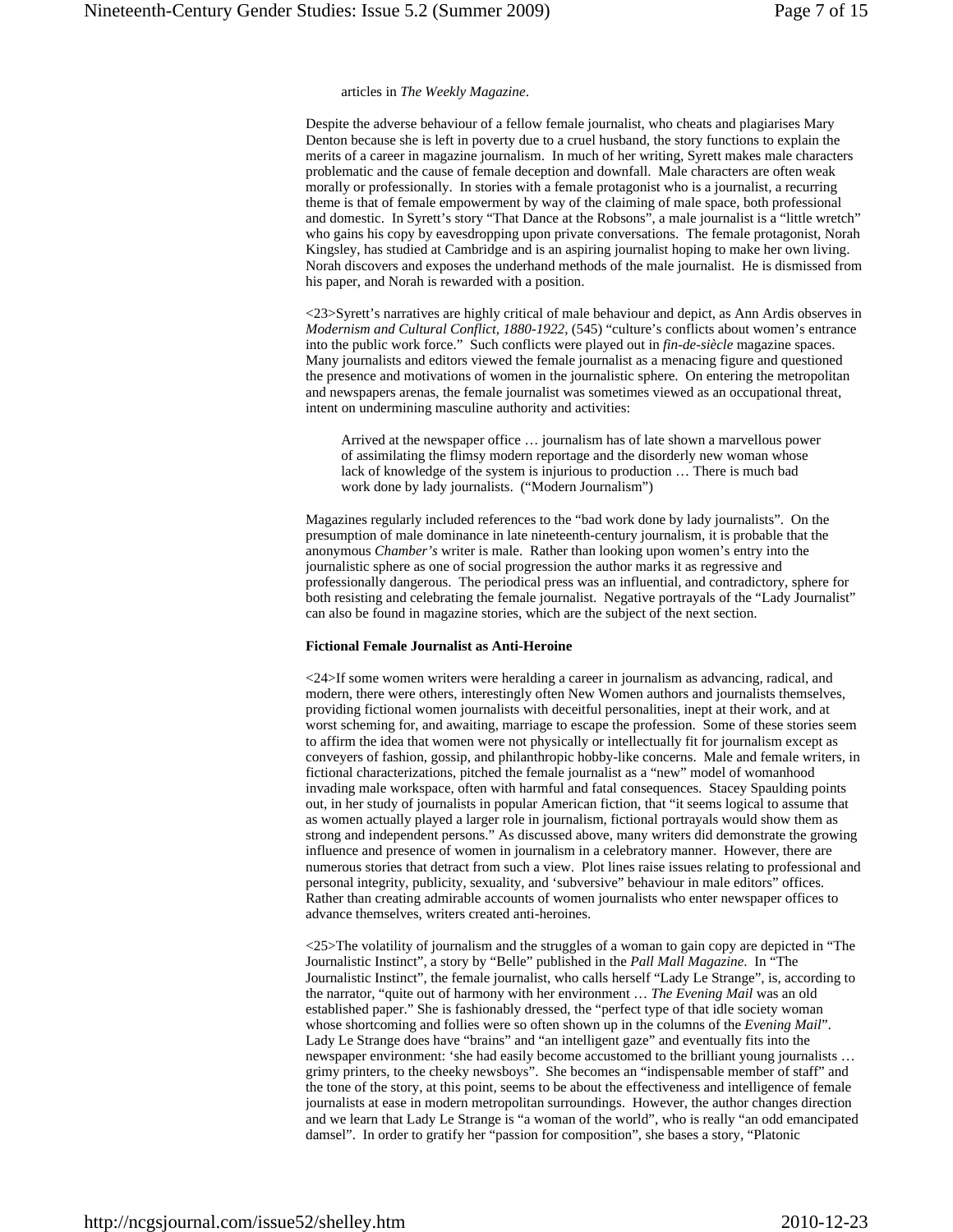articles in *The Weekly Magazine*.

Despite the adverse behaviour of a fellow female journalist, who cheats and plagiarises Mary Denton because she is left in poverty due to a cruel husband, the story functions to explain the merits of a career in magazine journalism. In much of her writing, Syrett makes male characters problematic and the cause of female deception and downfall. Male characters are often weak morally or professionally. In stories with a female protagonist who is a journalist, a recurring theme is that of female empowerment by way of the claiming of male space, both professional and domestic. In Syrett's story "That Dance at the Robsons", a male journalist is a "little wretch" who gains his copy by eavesdropping upon private conversations. The female protagonist, Norah Kingsley, has studied at Cambridge and is an aspiring journalist hoping to make her own living. Norah discovers and exposes the underhand methods of the male journalist. He is dismissed from his paper, and Norah is rewarded with a position.

<23>Syrett's narratives are highly critical of male behaviour and depict, as Ann Ardis observes in *Modernism and Cultural Conflict, 1880-1922*, (545) "culture's conflicts about women's entrance into the public work force." Such conflicts were played out in *fin-de-siècle* magazine spaces. Many journalists and editors viewed the female journalist as a menacing figure and questioned the presence and motivations of women in the journalistic sphere. On entering the metropolitan and newspapers arenas, the female journalist was sometimes viewed as an occupational threat, intent on undermining masculine authority and activities:

> Arrived at the newspaper office … journalism has of late shown a marvellous power of assimilating the flimsy modern reportage and the disorderly new woman whose lack of knowledge of the system is injurious to production … There is much bad work done by lady journalists. ("Modern Journalism")

Magazines regularly included references to the "bad work done by lady journalists". On the presumption of male dominance in late nineteenth-century journalism, it is probable that the anonymous *Chamber's* writer is male. Rather than looking upon women's entry into the journalistic sphere as one of social progression the author marks it as regressive and professionally dangerous. The periodical press was an influential, and contradictory, sphere for both resisting and celebrating the female journalist. Negative portrayals of the "Lady Journalist" can also be found in magazine stories, which are the subject of the next section.

**Fictional Female Journalist as Anti-Heroine**

<24>If some women writers were heralding a career in journalism as advancing, radical, and modern, there were others, interestingly often New Women authors and journalists themselves, providing fictional women journalists with deceitful personalities, inept at their work, and at worst scheming for, and awaiting, marriage to escape the profession. Some of these stories seem to affirm the idea that women were not physically or intellectually fit for journalism except as conveyers of fashion, gossip, and philanthropic hobby-like concerns. Male and female writers, in fictional characterizations, pitched the female journalist as a "new" model of womanhood invading male workspace, often with harmful and fatal consequences. Stacey Spaulding points out, in her study of journalists in popular American fiction, that "it seems logical to assume that as women actually played a larger role in journalism, fictional portrayals would show them as strong and independent persons." As discussed above, many writers did demonstrate the growing influence and presence of women in journalism in a celebratory manner. However, there are numerous stories that detract from such a view. Plot lines raise issues relating to professional and personal integrity, publicity, sexuality, and 'subversive" behaviour in male editors" offices. Rather than creating admirable accounts of women journalists who enter newspaper offices to advance themselves, writers created anti-heroines.

<25>The volatility of journalism and the struggles of a woman to gain copy are depicted in "The Journalistic Instinct", a story by "Belle" published in the *Pall Mall Magazine*. In "The Journalistic Instinct", the female journalist, who calls herself "Lady Le Strange", is, according to the narrator, "quite out of harmony with her environment … *The Evening Mail* was an old established paper." She is fashionably dressed, the "perfect type of that idle society woman whose shortcoming and follies were so often shown up in the columns of the *Evening Mail*". Lady Le Strange does have "brains" and "an intelligent gaze" and eventually fits into the newspaper environment: 'she had easily become accustomed to the brilliant young journalists … grimy printers, to the cheeky newsboys". She becomes an "indispensable member of staff" and the tone of the story, at this point, seems to be about the effectiveness and intelligence of female journalists at ease in modern metropolitan surroundings. However, the author changes direction and we learn that Lady Le Strange is "a woman of the world", who is really "an odd emancipated damsel". In order to gratify her "passion for composition", she bases a story, "Platonic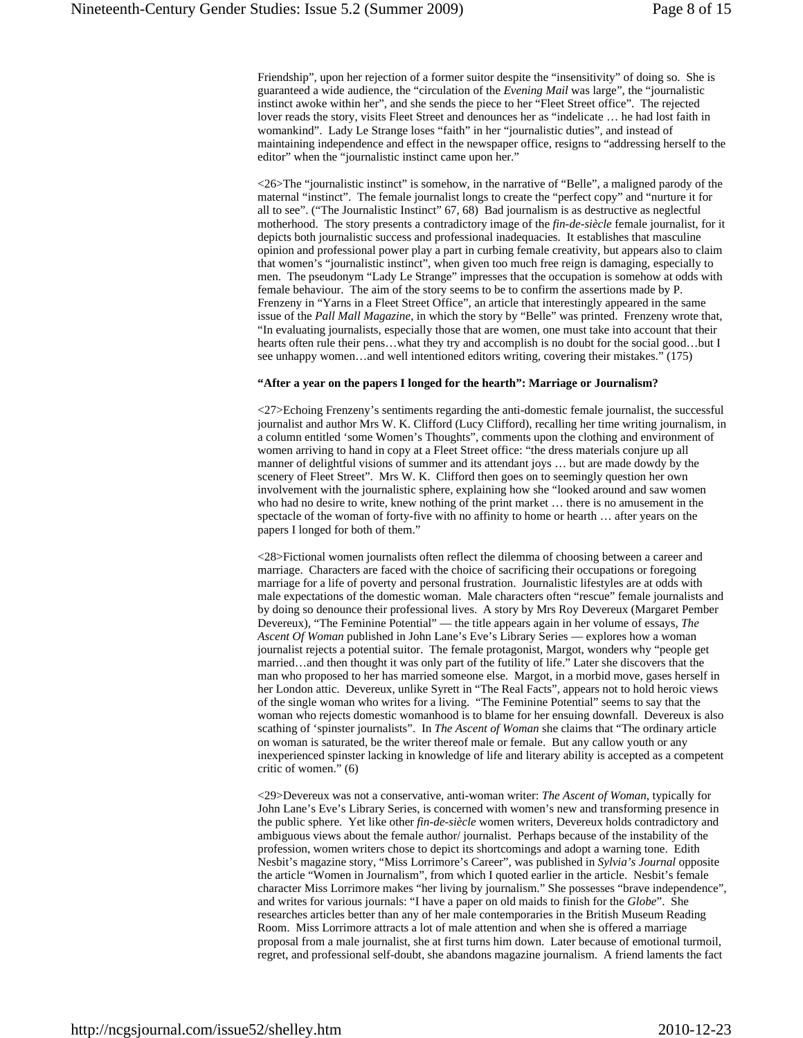Friendship", upon her rejection of a former suitor despite the "insensitivity" of doing so. She is guaranteed a wide audience, the "circulation of the *Evening Mail* was large", the "journalistic instinct awoke within her", and she sends the piece to her "Fleet Street office". The rejected lover reads the story, visits Fleet Street and denounces her as "indelicate … he had lost faith in womankind". Lady Le Strange loses "faith" in her "journalistic duties", and instead of maintaining independence and effect in the newspaper office, resigns to "addressing herself to the editor" when the "journalistic instinct came upon her."

<26>The "journalistic instinct" is somehow, in the narrative of "Belle", a maligned parody of the maternal "instinct". The female journalist longs to create the "perfect copy" and "nurture it for all to see". ("The Journalistic Instinct" 67, 68) Bad journalism is as destructive as neglectful motherhood. The story presents a contradictory image of the *fin-de-siècle* female journalist, for it depicts both journalistic success and professional inadequacies. It establishes that masculine opinion and professional power play a part in curbing female creativity, but appears also to claim that women's "journalistic instinct", when given too much free reign is damaging, especially to men. The pseudonym "Lady Le Strange" impresses that the occupation is somehow at odds with female behaviour. The aim of the story seems to be to confirm the assertions made by P. Frenzeny in "Yarns in a Fleet Street Office", an article that interestingly appeared in the same issue of the *Pall Mall Magazine*, in which the story by "Belle" was printed. Frenzeny wrote that, "In evaluating journalists, especially those that are women, one must take into account that their hearts often rule their pens…what they try and accomplish is no doubt for the social good…but I see unhappy women…and well intentioned editors writing, covering their mistakes." (175)

**"After a year on the papers I longed for the hearth": Marriage or Journalism?**

<27>Echoing Frenzeny's sentiments regarding the anti-domestic female journalist, the successful journalist and author Mrs W. K. Clifford (Lucy Clifford), recalling her time writing journalism, in a column entitled 'some Women's Thoughts", comments upon the clothing and environment of women arriving to hand in copy at a Fleet Street office: "the dress materials conjure up all manner of delightful visions of summer and its attendant joys … but are made dowdy by the scenery of Fleet Street". Mrs W. K. Clifford then goes on to seemingly question her own involvement with the journalistic sphere, explaining how she "looked around and saw women who had no desire to write, knew nothing of the print market … there is no amusement in the spectacle of the woman of forty-five with no affinity to home or hearth … after years on the papers I longed for both of them."

<28>Fictional women journalists often reflect the dilemma of choosing between a career and marriage. Characters are faced with the choice of sacrificing their occupations or foregoing marriage for a life of poverty and personal frustration. Journalistic lifestyles are at odds with male expectations of the domestic woman. Male characters often "rescue" female journalists and by doing so denounce their professional lives. A story by Mrs Roy Devereux (Margaret Pember Devereux), "The Feminine Potential" — the title appears again in her volume of essays, *The Ascent Of Woman* published in John Lane's Eve's Library Series — explores how a woman journalist rejects a potential suitor. The female protagonist, Margot, wonders why "people get married…and then thought it was only part of the futility of life." Later she discovers that the man who proposed to her has married someone else. Margot, in a morbid move, gases herself in her London attic. Devereux, unlike Syrett in "The Real Facts", appears not to hold heroic views of the single woman who writes for a living. "The Feminine Potential" seems to say that the woman who rejects domestic womanhood is to blame for her ensuing downfall. Devereux is also scathing of 'spinster journalists". In *The Ascent of Woman* she claims that "The ordinary article on woman is saturated, be the writer thereof male or female. But any callow youth or any inexperienced spinster lacking in knowledge of life and literary ability is accepted as a competent critic of women." (6)

<29>Devereux was not a conservative, anti-woman writer: *The Ascent of Woman*, typically for John Lane's Eve's Library Series, is concerned with women's new and transforming presence in the public sphere. Yet like other *fin-de-siècle* women writers, Devereux holds contradictory and ambiguous views about the female author/ journalist. Perhaps because of the instability of the profession, women writers chose to depict its shortcomings and adopt a warning tone. Edith Nesbit's magazine story, "Miss Lorrimore's Career", was published in *Sylvia's Journal* opposite the article "Women in Journalism", from which I quoted earlier in the article. Nesbit's female character Miss Lorrimore makes "her living by journalism." She possesses "brave independence", and writes for various journals: "I have a paper on old maids to finish for the *Globe*". She researches articles better than any of her male contemporaries in the British Museum Reading Room. Miss Lorrimore attracts a lot of male attention and when she is offered a marriage proposal from a male journalist, she at first turns him down. Later because of emotional turmoil, regret, and professional self-doubt, she abandons magazine journalism. A friend laments the fact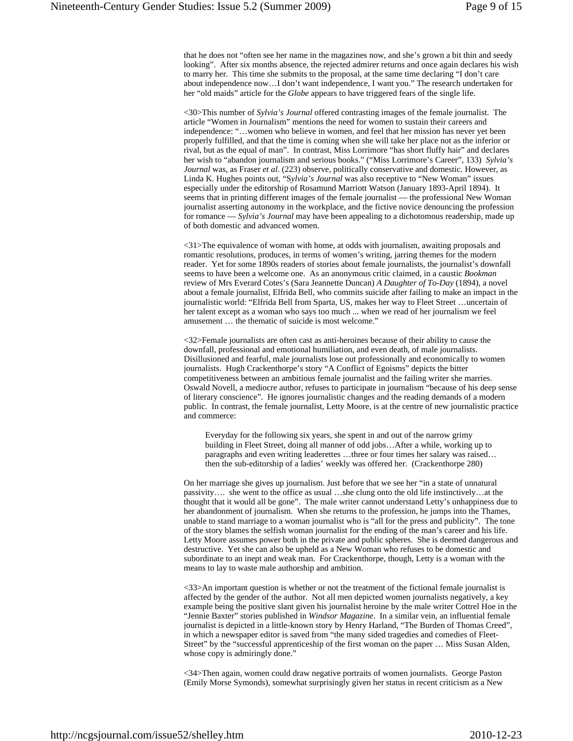that he does not "often see her name in the magazines now, and she's grown a bit thin and seedy looking". After six months absence, the rejected admirer returns and once again declares his wish to marry her. This time she submits to the proposal, at the same time declaring "I don't care about independence now…I don't want independence, I want you." The research undertaken for her "old maids" article for the *Globe* appears to have triggered fears of the single life.

<30>This number of *Sylvia's Journal* offered contrasting images of the female journalist. The article "Women in Journalism" mentions the need for women to sustain their careers and independence: "…women who believe in women, and feel that her mission has never yet been properly fulfilled, and that the time is coming when she will take her place not as the inferior or rival, but as the equal of man". In contrast, Miss Lorrimore "has short fluffy hair" and declares her wish to "abandon journalism and serious books." ("Miss Lorrimore's Career", 133) *Sylvia's Journal* was, as Fraser *et al.* (223) observe, politically conservative and domestic. However, as Linda K. Hughes points out, "S*ylvia's Journal* was also receptive to "New Woman" issues especially under the editorship of Rosamund Marriott Watson (January 1893-April 1894). It seems that in printing different images of the female journalist — the professional New Woman journalist asserting autonomy in the workplace, and the fictive novice denouncing the profession for romance — *Sylvia's Journal* may have been appealing to a dichotomous readership, made up of both domestic and advanced women.

<31>The equivalence of woman with home, at odds with journalism, awaiting proposals and romantic resolutions, produces, in terms of women's writing, jarring themes for the modern reader. Yet for some 1890s readers of stories about female journalists, the journalist's downfall seems to have been a welcome one. As an anonymous critic claimed, in a caustic *Bookman* review of Mrs Everard Cotes's (Sara Jeannette Duncan) *A Daughter of To-Day* (1894), a novel about a female journalist, Elfrida Bell, who commits suicide after failing to make an impact in the journalistic world: "Elfrida Bell from Sparta, US, makes her way to Fleet Street …uncertain of her talent except as a woman who says too much ... when we read of her journalism we feel amusement … the thematic of suicide is most welcome."

<32>Female journalists are often cast as anti-heroines because of their ability to cause the downfall, professional and emotional humiliation, and even death, of male journalists. Disillusioned and fearful, male journalists lose out professionally and economically to women journalists. Hugh Crackenthorpe's story "A Conflict of Egoisms" depicts the bitter competitiveness between an ambitious female journalist and the failing writer she marries. Oswald Novell, a mediocre author, refuses to participate in journalism "because of his deep sense of literary conscience". He ignores journalistic changes and the reading demands of a modern public. In contrast, the female journalist, Letty Moore, is at the centre of new journalistic practice and commerce:

> Everyday for the following six years, she spent in and out of the narrow grimy building in Fleet Street, doing all manner of odd jobs…After a while, working up to paragraphs and even writing leaderettes …three or four times her salary was raised… then the sub-editorship of a ladies' weekly was offered her. (Crackenthorpe 280)

On her marriage she gives up journalism. Just before that we see her "in a state of unnatural passivity…. she went to the office as usual …she clung onto the old life instinctively…at the thought that it would all be gone". The male writer cannot understand Letty's unhappiness due to her abandonment of journalism. When she returns to the profession, he jumps into the Thames, unable to stand marriage to a woman journalist who is "all for the press and publicity". The tone of the story blames the selfish woman journalist for the ending of the man's career and his life. Letty Moore assumes power both in the private and public spheres. She is deemed dangerous and destructive. Yet she can also be upheld as a New Woman who refuses to be domestic and subordinate to an inept and weak man. For Crackenthorpe, though, Letty is a woman with the means to lay to waste male authorship and ambition.

<33>An important question is whether or not the treatment of the fictional female journalist is affected by the gender of the author. Not all men depicted women journalists negatively, a key example being the positive slant given his journalist heroine by the male writer Cottrel Hoe in the "Jennie Baxter" stories published in *Windsor Magazine*. In a similar vein, an influential female journalist is depicted in a little-known story by Henry Harland, "The Burden of Thomas Creed", in which a newspaper editor is saved from "the many sided tragedies and comedies of Fleet-Street" by the "successful apprenticeship of the first woman on the paper … Miss Susan Alden, whose copy is admiringly done."

<34>Then again, women could draw negative portraits of women journalists. George Paston (Emily Morse Symonds), somewhat surprisingly given her status in recent criticism as a New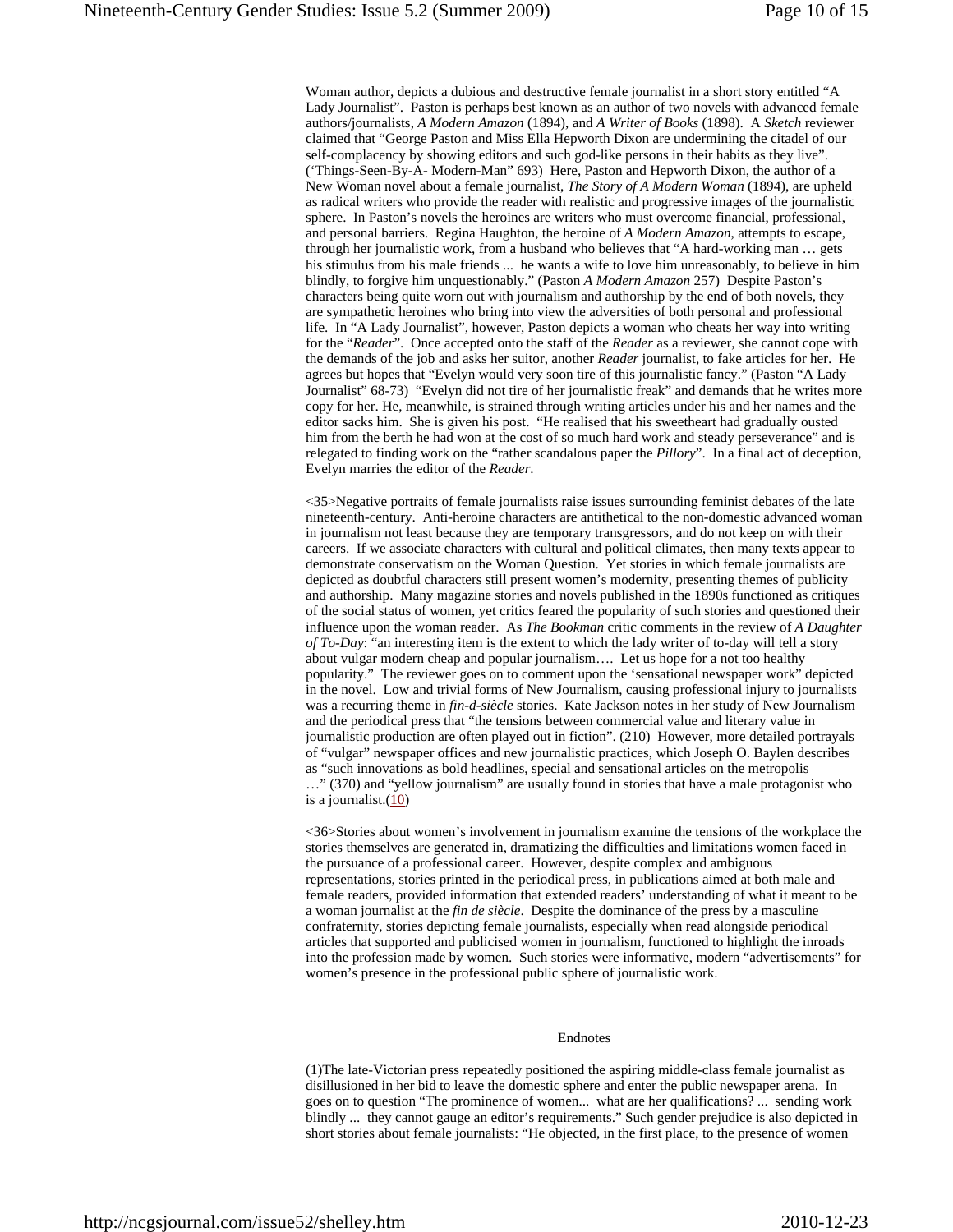Woman author, depicts a dubious and destructive female journalist in a short story entitled "A Lady Journalist". Paston is perhaps best known as an author of two novels with advanced female authors/journalists, *A Modern Amazon* (1894), and *A Writer of Books* (1898). A *Sketch* reviewer claimed that "George Paston and Miss Ella Hepworth Dixon are undermining the citadel of our self-complacency by showing editors and such god-like persons in their habits as they live". ('Things-Seen-By-A- Modern-Man" 693) Here, Paston and Hepworth Dixon, the author of a New Woman novel about a female journalist, *The Story of A Modern Woman* (1894), are upheld as radical writers who provide the reader with realistic and progressive images of the journalistic sphere. In Paston's novels the heroines are writers who must overcome financial, professional, and personal barriers. Regina Haughton, the heroine of *A Modern Amazon*, attempts to escape, through her journalistic work, from a husband who believes that "A hard-working man … gets his stimulus from his male friends ... he wants a wife to love him unreasonably, to believe in him blindly, to forgive him unquestionably." (Paston *A Modern Amazon* 257) Despite Paston's characters being quite worn out with journalism and authorship by the end of both novels, they are sympathetic heroines who bring into view the adversities of both personal and professional life. In "A Lady Journalist", however, Paston depicts a woman who cheats her way into writing for the "*Reader*". Once accepted onto the staff of the *Reader* as a reviewer, she cannot cope with the demands of the job and asks her suitor, another *Reader* journalist, to fake articles for her. He agrees but hopes that "Evelyn would very soon tire of this journalistic fancy." (Paston "A Lady Journalist" 68-73) "Evelyn did not tire of her journalistic freak" and demands that he writes more copy for her. He, meanwhile, is strained through writing articles under his and her names and the editor sacks him. She is given his post. "He realised that his sweetheart had gradually ousted him from the berth he had won at the cost of so much hard work and steady perseverance" and is relegated to finding work on the "rather scandalous paper the *Pillory*". In a final act of deception, Evelyn marries the editor of the *Reader*.

<35>Negative portraits of female journalists raise issues surrounding feminist debates of the late nineteenth-century. Anti-heroine characters are antithetical to the non-domestic advanced woman in journalism not least because they are temporary transgressors, and do not keep on with their careers. If we associate characters with cultural and political climates, then many texts appear to demonstrate conservatism on the Woman Question. Yet stories in which female journalists are depicted as doubtful characters still present women's modernity, presenting themes of publicity and authorship. Many magazine stories and novels published in the 1890s functioned as critiques of the social status of women, yet critics feared the popularity of such stories and questioned their influence upon the woman reader. As *The Bookman* critic comments in the review of *A Daughter of To-Day*: "an interesting item is the extent to which the lady writer of to-day will tell a story about vulgar modern cheap and popular journalism…. Let us hope for a not too healthy popularity." The reviewer goes on to comment upon the 'sensational newspaper work" depicted in the novel. Low and trivial forms of New Journalism, causing professional injury to journalists was a recurring theme in *fin-d-siècle* stories. Kate Jackson notes in her study of New Journalism and the periodical press that "the tensions between commercial value and literary value in journalistic production are often played out in fiction". (210) However, more detailed portrayals of "vulgar" newspaper offices and new journalistic practices, which Joseph O. Baylen describes as "such innovations as bold headlines, special and sensational articles on the metropolis …" (370) and "yellow journalism" are usually found in stories that have a male protagonist who is a journalist.(10)

<36>Stories about women's involvement in journalism examine the tensions of the workplace the stories themselves are generated in, dramatizing the difficulties and limitations women faced in the pursuance of a professional career. However, despite complex and ambiguous representations, stories printed in the periodical press, in publications aimed at both male and female readers, provided information that extended readers' understanding of what it meant to be a woman journalist at the *fin de siècle*. Despite the dominance of the press by a masculine confraternity, stories depicting female journalists, especially when read alongside periodical articles that supported and publicised women in journalism, functioned to highlight the inroads into the profession made by women. Such stories were informative, modern "advertisements" for women's presence in the professional public sphere of journalistic work.

## Endnotes

(1)The late-Victorian press repeatedly positioned the aspiring middle-class female journalist as disillusioned in her bid to leave the domestic sphere and enter the public newspaper arena. In goes on to question "The prominence of women... what are her qualifications? ... sending work blindly ... they cannot gauge an editor's requirements." Such gender prejudice is also depicted in short stories about female journalists: "He objected, in the first place, to the presence of women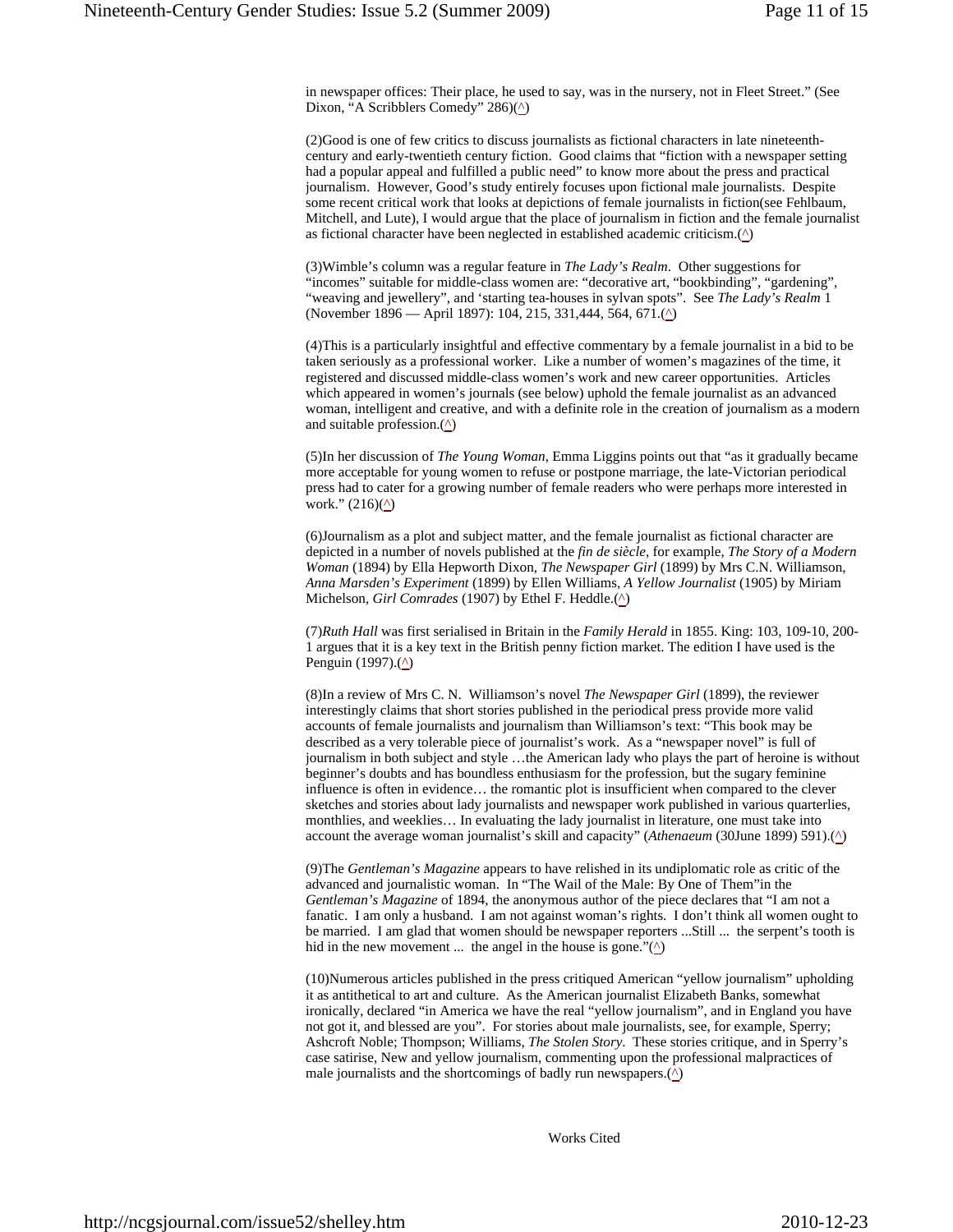in newspaper offices: Their place, he used to say, was in the nursery, not in Fleet Street." (See Dixon, "A Scribblers Comedy" 286)(^)

(2)Good is one of few critics to discuss journalists as fictional characters in late nineteenth-century and early-twentieth century fiction. Good claims that "fiction with a newspaper setting had a popular appeal and fulfilled a public need" to know more about the press and practical journalism. However, Good's study entirely focuses upon fictional male journalists. Despite some recent critical work that looks at depictions of female journalists in fiction(see Fehlbaum, Mitchell, and Lute), I would argue that the place of journalism in fiction and the female journalist as fictional character have been neglected in established academic criticism.(^)

(3)Wimble's column was a regular feature in *The Lady's Realm*. Other suggestions for "incomes" suitable for middle-class women are: "decorative art, "bookbinding", "gardening", "weaving and jewellery", and 'starting tea-houses in sylvan spots". See *The Lady's Realm* 1 (November 1896 — April 1897): 104, 215, 331,444, 564, 671.(^)

(4)This is a particularly insightful and effective commentary by a female journalist in a bid to be taken seriously as a professional worker. Like a number of women's magazines of the time, it registered and discussed middle-class women's work and new career opportunities. Articles which appeared in women's journals (see below) uphold the female journalist as an advanced woman, intelligent and creative, and with a definite role in the creation of journalism as a modern and suitable profession.(^)

(5)In her discussion of *The Young Woman*, Emma Liggins points out that "as it gradually became more acceptable for young women to refuse or postpone marriage, the late-Victorian periodical press had to cater for a growing number of female readers who were perhaps more interested in work." (216)(^)

(6)Journalism as a plot and subject matter, and the female journalist as fictional character are depicted in a number of novels published at the *fin de siècle*, for example, *The Story of a Modern Woman* (1894) by Ella Hepworth Dixon, *The Newspaper Girl* (1899) by Mrs C.N. Williamson, *Anna Marsden's Experiment* (1899) by Ellen Williams, *A Yellow Journalist* (1905) by Miriam Michelson, *Girl Comrades* (1907) by Ethel F. Heddle.(^)

(7)*Ruth Hall* was first serialised in Britain in the *Family Herald* in 1855. King: 103, 109-10, 200-1 argues that it is a key text in the British penny fiction market. The edition I have used is the Penguin (1997).(^)

(8)In a review of Mrs C. N. Williamson's novel *The Newspaper Girl* (1899), the reviewer interestingly claims that short stories published in the periodical press provide more valid accounts of female journalists and journalism than Williamson's text: "This book may be described as a very tolerable piece of journalist's work. As a "newspaper novel" is full of journalism in both subject and style …the American lady who plays the part of heroine is without beginner's doubts and has boundless enthusiasm for the profession, but the sugary feminine influence is often in evidence… the romantic plot is insufficient when compared to the clever sketches and stories about lady journalists and newspaper work published in various quarterlies, monthlies, and weeklies… In evaluating the lady journalist in literature, one must take into account the average woman journalist's skill and capacity" (*Athenaeum* (30June 1899) 591).(^)

(9)The *Gentleman's Magazine* appears to have relished in its undiplomatic role as critic of the advanced and journalistic woman. In "The Wail of the Male: By One of Them"in the *Gentleman's Magazine* of 1894, the anonymous author of the piece declares that "I am not a fanatic. I am only a husband. I am not against woman's rights. I don't think all women ought to be married. I am glad that women should be newspaper reporters ...Still ... the serpent's tooth is hid in the new movement ... the angel in the house is gone."(^)

(10)Numerous articles published in the press critiqued American "yellow journalism" upholding it as antithetical to art and culture. As the American journalist Elizabeth Banks, somewhat ironically, declared "in America we have the real "yellow journalism", and in England you have not got it, and blessed are you". For stories about male journalists, see, for example, Sperry; Ashcroft Noble; Thompson; Williams, *The Stolen Story*. These stories critique, and in Sperry's case satirise, New and yellow journalism, commenting upon the professional malpractices of male journalists and the shortcomings of badly run newspapers.(^)

## Works Cited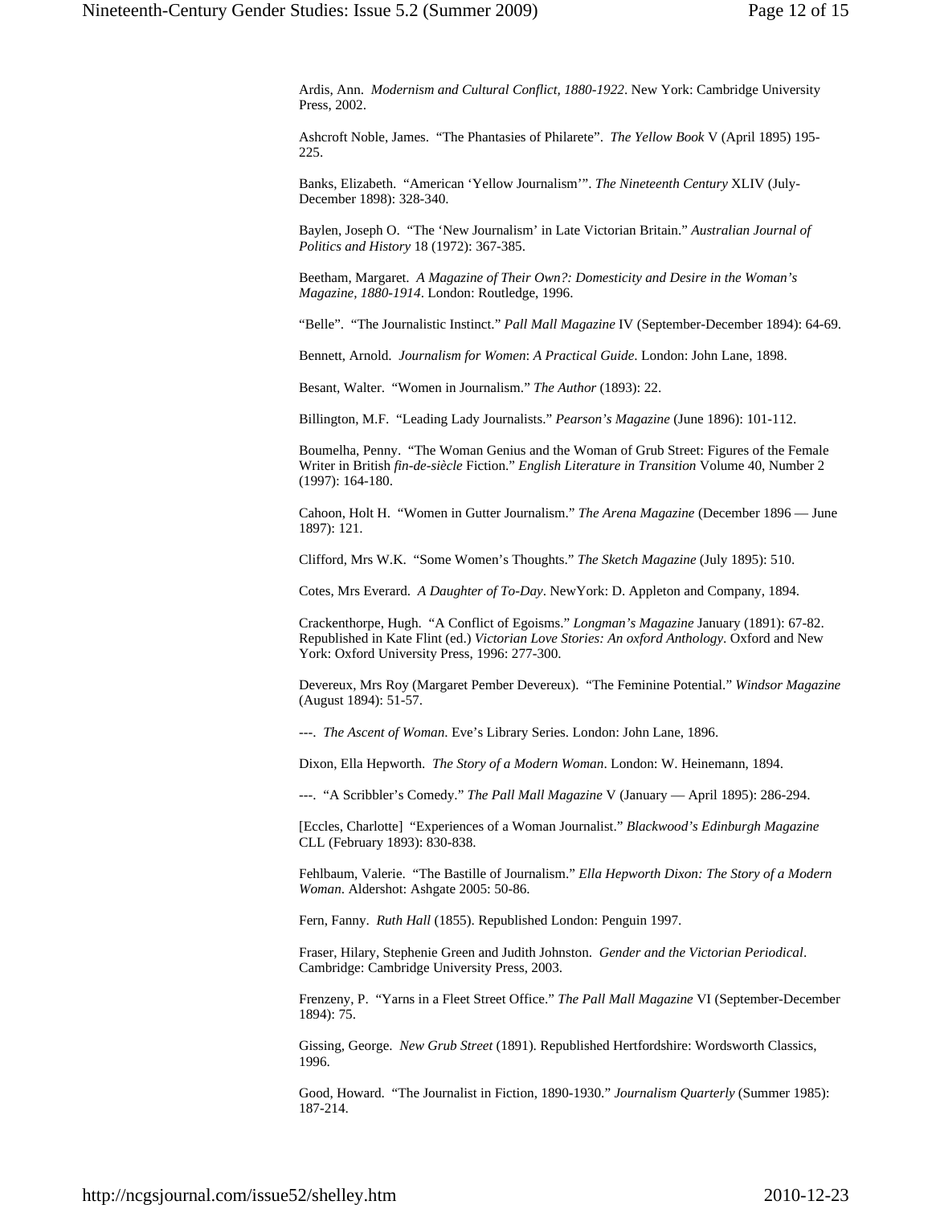Ardis, Ann. *Modernism and Cultural Conflict, 1880-1922*. New York: Cambridge University Press, 2002.

Ashcroft Noble, James. "The Phantasies of Philarete". *The Yellow Book* V (April 1895) 195-225.

Banks, Elizabeth. "American 'Yellow Journalism'". *The Nineteenth Century* XLIV (July-December 1898): 328-340.

Baylen, Joseph O. "The 'New Journalism' in Late Victorian Britain." *Australian Journal of Politics and History* 18 (1972): 367-385.

Beetham, Margaret. *A Magazine of Their Own?: Domesticity and Desire in the Woman's Magazine, 1880-1914*. London: Routledge, 1996.

"Belle". "The Journalistic Instinct." *Pall Mall Magazine* IV (September-December 1894): 64-69.

Bennett, Arnold. *Journalism for Women*: *A Practical Guide*. London: John Lane, 1898.

Besant, Walter. "Women in Journalism." *The Author* (1893): 22.

Billington, M.F. "Leading Lady Journalists." *Pearson's Magazine* (June 1896): 101-112.

Boumelha, Penny. "The Woman Genius and the Woman of Grub Street: Figures of the Female Writer in British *fin-de-siècle* Fiction." *English Literature in Transition* Volume 40, Number 2 (1997): 164-180.

Cahoon, Holt H. "Women in Gutter Journalism." *The Arena Magazine* (December 1896 — June 1897): 121.

Clifford, Mrs W.K. "Some Women's Thoughts." *The Sketch Magazine* (July 1895): 510.

Cotes, Mrs Everard. *A Daughter of To-Day*. NewYork: D. Appleton and Company, 1894.

Crackenthorpe, Hugh. "A Conflict of Egoisms." *Longman's Magazine* January (1891): 67-82. Republished in Kate Flint (ed.) *Victorian Love Stories: An oxford Anthology*. Oxford and New York: Oxford University Press, 1996: 277-300.

Devereux, Mrs Roy (Margaret Pember Devereux). "The Feminine Potential." *Windsor Magazine* (August 1894): 51-57.

---. *The Ascent of Woman*. Eve's Library Series. London: John Lane, 1896.

Dixon, Ella Hepworth. *The Story of a Modern Woman*. London: W. Heinemann, 1894.

---. "A Scribbler's Comedy." *The Pall Mall Magazine* V (January — April 1895): 286-294.

[Eccles, Charlotte] "Experiences of a Woman Journalist." *Blackwood's Edinburgh Magazine* CLL (February 1893): 830-838.

Fehlbaum, Valerie. "The Bastille of Journalism." *Ella Hepworth Dixon: The Story of a Modern Woman*. Aldershot: Ashgate 2005: 50-86.

Fern, Fanny. *Ruth Hall* (1855). Republished London: Penguin 1997.

Fraser, Hilary, Stephenie Green and Judith Johnston. *Gender and the Victorian Periodical*. Cambridge: Cambridge University Press, 2003.

Frenzeny, P. "Yarns in a Fleet Street Office." *The Pall Mall Magazine* VI (September-December 1894): 75.

Gissing, George. *New Grub Street* (1891). Republished Hertfordshire: Wordsworth Classics, 1996.

Good, Howard. "The Journalist in Fiction, 1890-1930." *Journalism Quarterly* (Summer 1985): 187-214.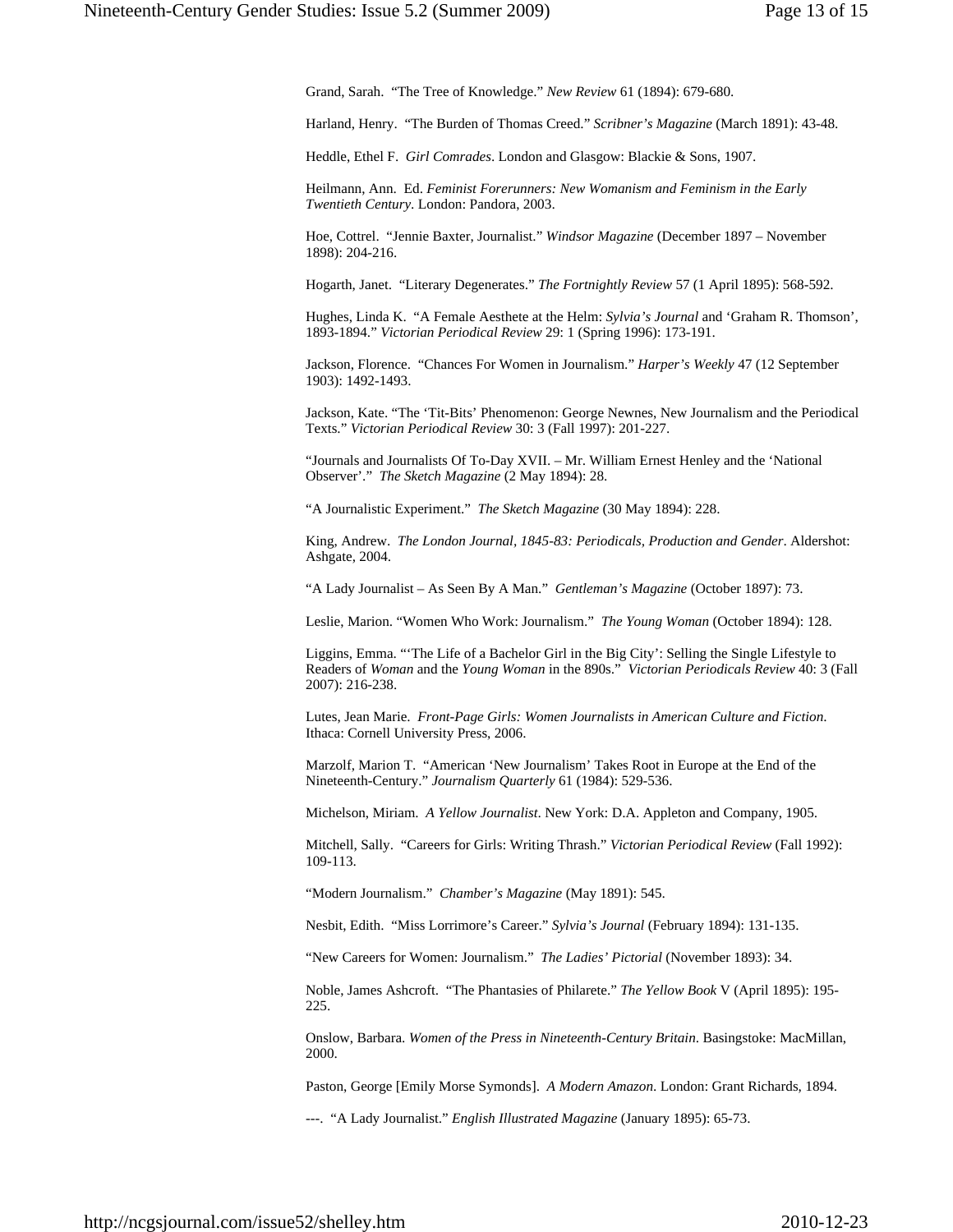Grand, Sarah. "The Tree of Knowledge." *New Review* 61 (1894): 679-680.

Harland, Henry. "The Burden of Thomas Creed." *Scribner's Magazine* (March 1891): 43-48.

Heddle, Ethel F. *Girl Comrades*. London and Glasgow: Blackie & Sons, 1907.

Heilmann, Ann. Ed. *Feminist Forerunners: New Womanism and Feminism in the Early Twentieth Century*. London: Pandora, 2003.

Hoe, Cottrel. "Jennie Baxter, Journalist." *Windsor Magazine* (December 1897 – November 1898): 204-216.

Hogarth, Janet. "Literary Degenerates." *The Fortnightly Review* 57 (1 April 1895): 568-592.

Hughes, Linda K. "A Female Aesthete at the Helm: *Sylvia's Journal* and 'Graham R. Thomson', 1893-1894." *Victorian Periodical Review* 29: 1 (Spring 1996): 173-191.

Jackson, Florence. "Chances For Women in Journalism." *Harper's Weekly* 47 (12 September 1903): 1492-1493.

Jackson, Kate. "The 'Tit-Bits' Phenomenon: George Newnes, New Journalism and the Periodical Texts." *Victorian Periodical Review* 30: 3 (Fall 1997): 201-227.

"Journals and Journalists Of To-Day XVII. – Mr. William Ernest Henley and the 'National Observer'." *The Sketch Magazine* (2 May 1894): 28.

"A Journalistic Experiment." *The Sketch Magazine* (30 May 1894): 228.

King, Andrew. *The London Journal, 1845-83: Periodicals, Production and Gender*. Aldershot: Ashgate, 2004.

"A Lady Journalist – As Seen By A Man." *Gentleman's Magazine* (October 1897): 73.

Leslie, Marion. "Women Who Work: Journalism." *The Young Woman* (October 1894): 128.

Liggins, Emma. "'The Life of a Bachelor Girl in the Big City': Selling the Single Lifestyle to Readers of *Woman* and the *Young Woman* in the 890s." *Victorian Periodicals Review* 40: 3 (Fall 2007): 216-238.

Lutes, Jean Marie. *Front-Page Girls: Women Journalists in American Culture and Fiction*. Ithaca: Cornell University Press, 2006.

Marzolf, Marion T. "American 'New Journalism' Takes Root in Europe at the End of the Nineteenth-Century." *Journalism Quarterly* 61 (1984): 529-536.

Michelson, Miriam. *A Yellow Journalist*. New York: D.A. Appleton and Company, 1905.

Mitchell, Sally. "Careers for Girls: Writing Thrash." *Victorian Periodical Review* (Fall 1992): 109-113.

"Modern Journalism." *Chamber's Magazine* (May 1891): 545.

Nesbit, Edith. "Miss Lorrimore's Career." *Sylvia's Journal* (February 1894): 131-135.

"New Careers for Women: Journalism." *The Ladies' Pictorial* (November 1893): 34.

Noble, James Ashcroft. "The Phantasies of Philarete." *The Yellow Book* V (April 1895): 195-225.

Onslow, Barbara. *Women of the Press in Nineteenth-Century Britain*. Basingstoke: MacMillan, 2000.

Paston, George [Emily Morse Symonds]. *A Modern Amazon*. London: Grant Richards, 1894.

---. "A Lady Journalist." *English Illustrated Magazine* (January 1895): 65-73.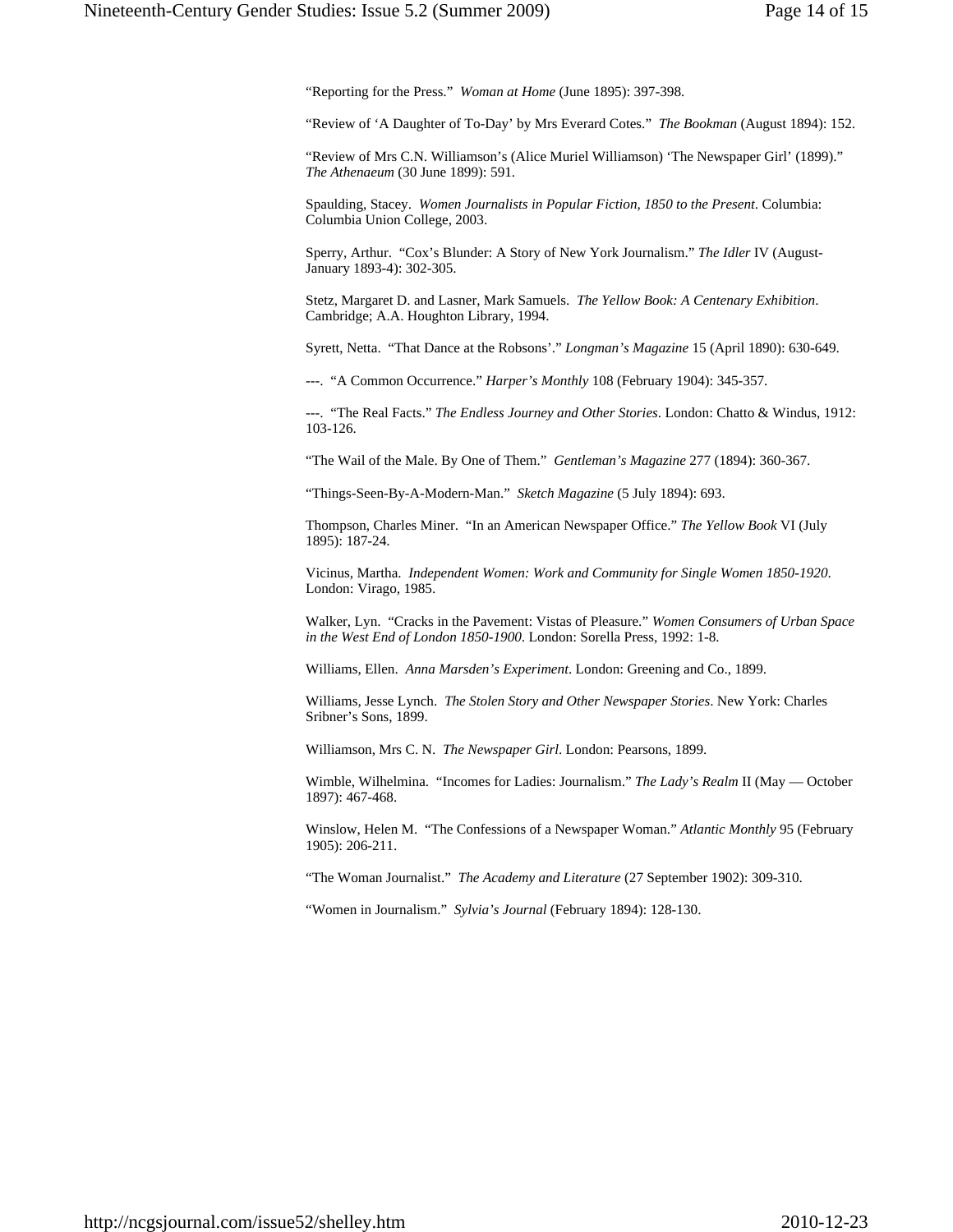"Reporting for the Press." *Woman at Home* (June 1895): 397-398.

"Review of 'A Daughter of To-Day' by Mrs Everard Cotes." *The Bookman* (August 1894): 152.

"Review of Mrs C.N. Williamson's (Alice Muriel Williamson) 'The Newspaper Girl' (1899)." *The Athenaeum* (30 June 1899): 591.

Spaulding, Stacey. *Women Journalists in Popular Fiction, 1850 to the Present*. Columbia: Columbia Union College, 2003.

Sperry, Arthur. "Cox's Blunder: A Story of New York Journalism." *The Idler* IV (August-January 1893-4): 302-305.

Stetz, Margaret D. and Lasner, Mark Samuels. *The Yellow Book: A Centenary Exhibition*. Cambridge; A.A. Houghton Library, 1994.

Syrett, Netta. "That Dance at the Robsons'." *Longman's Magazine* 15 (April 1890): 630-649.

---. "A Common Occurrence." *Harper's Monthly* 108 (February 1904): 345-357.

---. "The Real Facts." *The Endless Journey and Other Stories*. London: Chatto & Windus, 1912: 103-126.

"The Wail of the Male. By One of Them." *Gentleman's Magazine* 277 (1894): 360-367.

"Things-Seen-By-A-Modern-Man." *Sketch Magazine* (5 July 1894): 693.

Thompson, Charles Miner. "In an American Newspaper Office." *The Yellow Book* VI (July 1895): 187-24.

Vicinus, Martha. *Independent Women: Work and Community for Single Women 1850-1920*. London: Virago, 1985.

Walker, Lyn. "Cracks in the Pavement: Vistas of Pleasure." *Women Consumers of Urban Space in the West End of London 1850-1900*. London: Sorella Press, 1992: 1-8.

Williams, Ellen. *Anna Marsden's Experiment*. London: Greening and Co., 1899.

Williams, Jesse Lynch. *The Stolen Story and Other Newspaper Stories*. New York: Charles Sribner's Sons, 1899.

Williamson, Mrs C. N. *The Newspaper Girl*. London: Pearsons, 1899.

Wimble, Wilhelmina. "Incomes for Ladies: Journalism." *The Lady's Realm* II (May — October 1897): 467-468.

Winslow, Helen M. "The Confessions of a Newspaper Woman." *Atlantic Monthly* 95 (February 1905): 206-211.

"The Woman Journalist." *The Academy and Literature* (27 September 1902): 309-310.

"Women in Journalism." *Sylvia's Journal* (February 1894): 128-130.